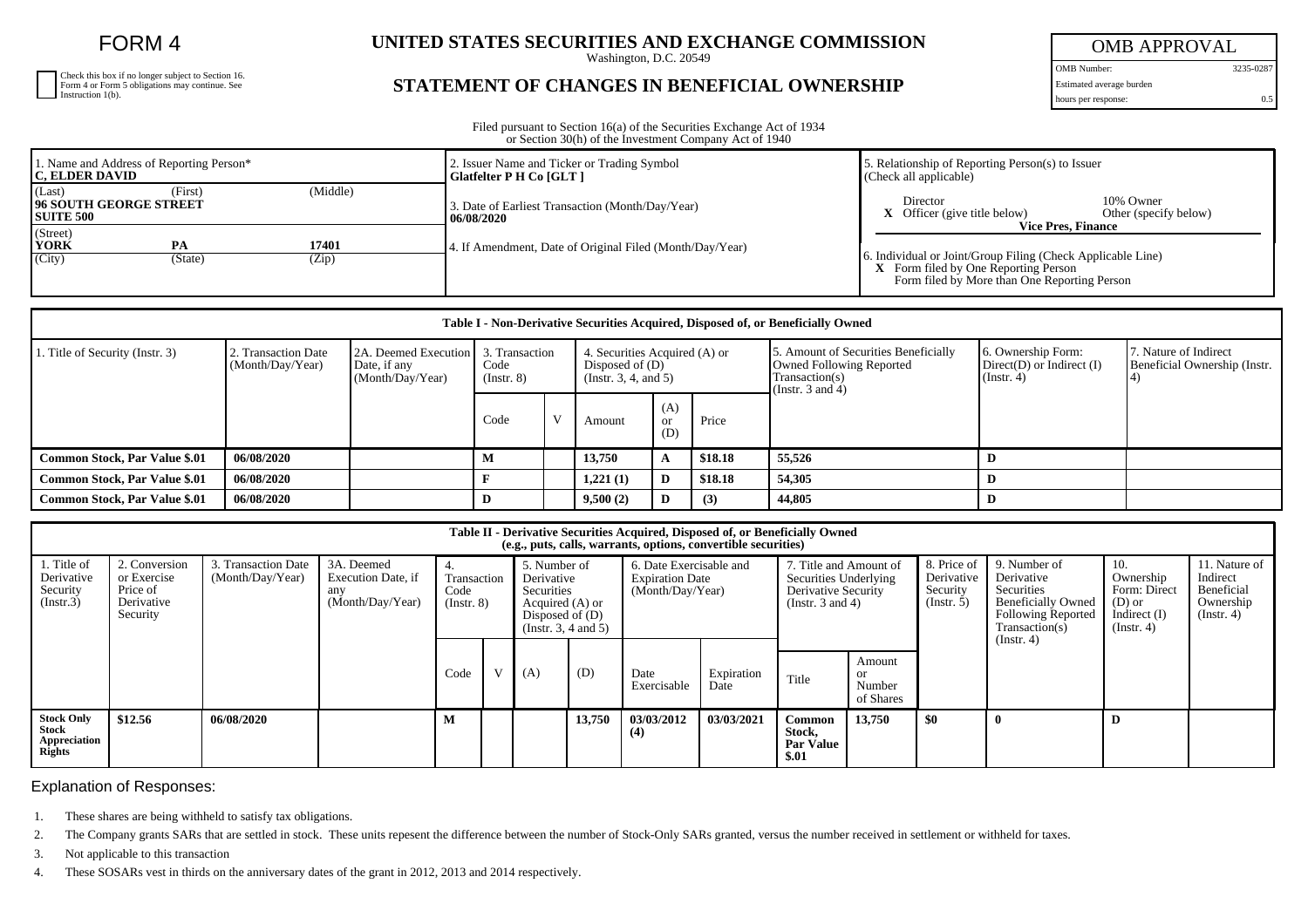# FORM 4

☐ Check this box if no longer subject to Section 16. Form 4 or Form 5 obligations may continue. See Instruction 1(b).

## UNITED STATES SECURITIES AND EXCHANGE COMMISSION

Washington, D.C. 20549

## STATEMENT OF CHANGES IN BENEFICIAL OWNERSHIP

| OMB APPROVAL | |
|---|---|
| OMB Number: | 3235-0287 |
| Estimated average burden | |
| hours per response: | 0.5 |

Filed pursuant to Section 16(a) of the Securities Exchange Act of 1934 or Section 30(h) of the Investment Company Act of 1940

1. Name and Address of Reporting Person*
**C, ELDER DAVID**

(Last) (First) (Middle)
**96 SOUTH GEORGE STREET**
**SUITE 500**

(Street)
**YORK PA 17401**
(City) (State) (Zip)

2. Issuer Name and Ticker or Trading Symbol
**Glatfelter P H Co [GLT ]**

3. Date of Earliest Transaction (Month/Day/Year)
**06/08/2020**

4. If Amendment, Date of Original Filed (Month/Day/Year)

5. Relationship of Reporting Person(s) to Issuer (Check all applicable)
Director
10% Owner
**X** Officer (give title below)
Other (specify below)
**Vice Pres, Finance**

6. Individual or Joint/Group Filing (Check Applicable Line)
**X** Form filed by One Reporting Person
Form filed by More than One Reporting Person

**Table I - Non-Derivative Securities Acquired, Disposed of, or Beneficially Owned**

| 1. Title of Security (Instr. 3) | 2. Transaction Date (Month/Day/Year) | 2A. Deemed Execution Date, if any (Month/Day/Year) | 3. Transaction Code (Instr. 8) | | 4. Securities Acquired (A) or Disposed of (D) (Instr. 3, 4, and 5) | | | 5. Amount of Securities Beneficially Owned Following Reported Transaction(s) (Instr. 3 and 4) | 6. Ownership Form: Direct(D) or Indirect (I) (Instr. 4) | 7. Nature of Indirect Beneficial Ownership (Instr. 4) |
|---|---|---|---|---|---|---|---|---|---|---|
| | | | Code | V | Amount | (A) or (D) | Price | | | |
| **Common Stock, Par Value $.01** | **06/08/2020** | | **M** | | **13,750** | **A** | **$18.18** | **55,526** | **D** | |
| **Common Stock, Par Value $.01** | **06/08/2020** | | **F** | | **1,221 (1)** | **D** | **$18.18** | **54,305** | **D** | |
| **Common Stock, Par Value $.01** | **06/08/2020** | | **D** | | **9,500 (2)** | **D** | **(3)** | **44,805** | **D** | |

**Table II - Derivative Securities Acquired, Disposed of, or Beneficially Owned (e.g., puts, calls, warrants, options, convertible securities)**

| 1. Title of Derivative Security (Instr.3) | 2. Conversion or Exercise Price of Derivative Security | 3. Transaction Date (Month/Day/Year) | 3A. Deemed Execution Date, if any (Month/Day/Year) | 4. Transaction Code (Instr. 8) | | 5. Number of Derivative Securities Acquired (A) or Disposed of (D) (Instr. 3, 4 and 5) | | 6. Date Exercisable and Expiration Date (Month/Day/Year) | | 7. Title and Amount of Securities Underlying Derivative Security (Instr. 3 and 4) | | 8. Price of Derivative Security (Instr. 5) | 9. Number of Derivative Securities Beneficially Owned Following Reported Transaction(s) (Instr. 4) | 10. Ownership Form: Direct (D) or Indirect (I) (Instr. 4) | 11. Nature of Indirect Beneficial Ownership (Instr. 4) |
|---|---|---|---|---|---|---|---|---|---|---|---|---|---|---|---|
| | | | | Code | V | (A) | (D) | Date Exercisable | Expiration Date | Title | Amount or Number of Shares | | | | |
| **Stock Only Stock Appreciation Rights** | **$12.56** | **06/08/2020** | | **M** | | | **13,750** | **03/03/2012 (4)** | **03/03/2021** | **Common Stock, Par Value $.01** | **13,750** | **$0** | **0** | **D** | |

Explanation of Responses:

1. These shares are being withheld to satisfy tax obligations.
2. The Company grants SARs that are settled in stock. These units repesent the difference between the number of Stock-Only SARs granted, versus the number received in settlement or withheld for taxes.
3. Not applicable to this transaction
4. These SOSARs vest in thirds on the anniversary dates of the grant in 2012, 2013 and 2014 respectively.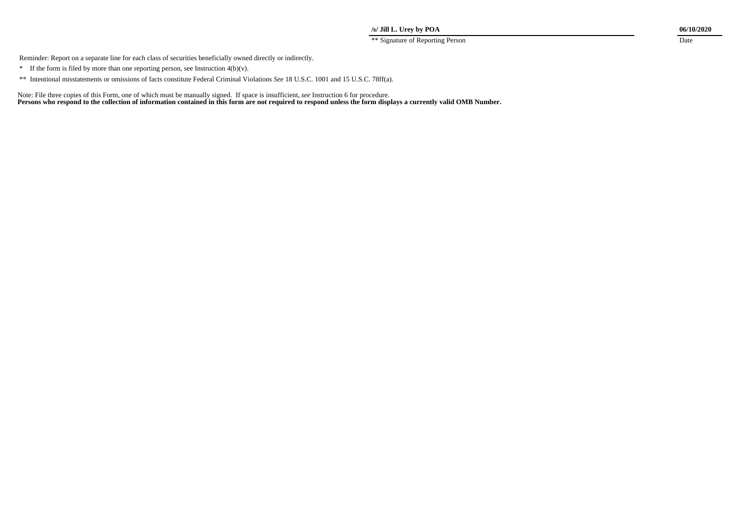| | |
|---|---|
| **/s/ Jill L. Urey by POA** | **06/10/2020** |
| ** Signature of Reporting Person | Date |

Reminder: Report on a separate line for each class of securities beneficially owned directly or indirectly.

\* If the form is filed by more than one reporting person, see Instruction 4(b)(v).

** Intentional misstatements or omissions of facts constitute Federal Criminal Violations *See* 18 U.S.C. 1001 and 15 U.S.C. 78ff(a).

Note: File three copies of this Form, one of which must be manually signed. If space is insufficient, *see* Instruction 6 for procedure.

**Persons who respond to the collection of information contained in this form are not required to respond unless the form displays a currently valid OMB Number.**